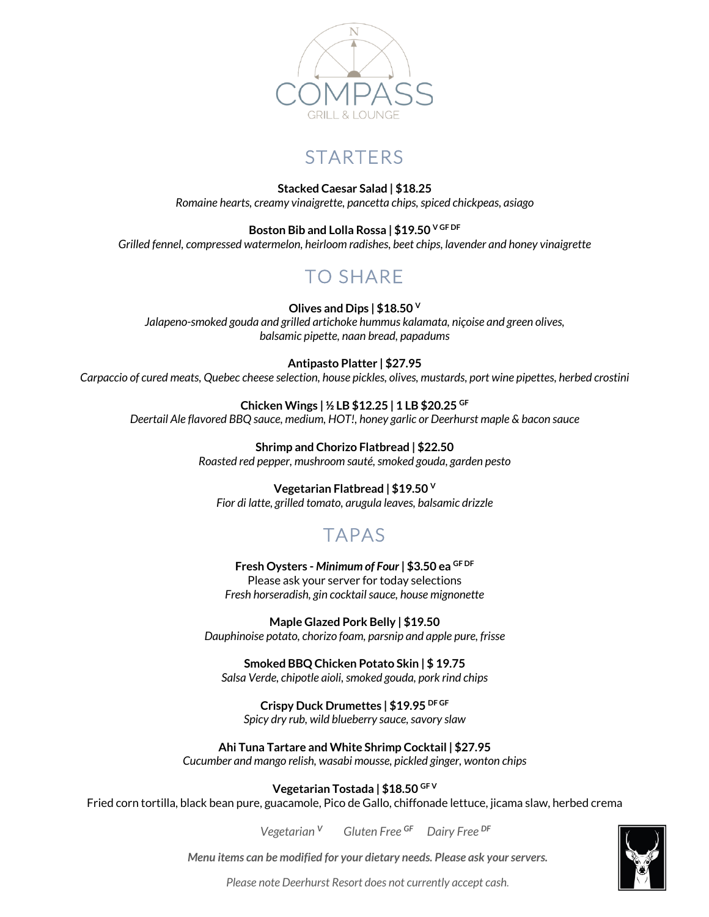# COMPASS
GRILL & LOUNGE

## STARTERS

**Stacked Caesar Salad | $18.25**
*Romaine hearts, creamy vinaigrette, pancetta chips, spiced chickpeas, asiago*

**Boston Bib and Lolla Rossa | $19.50** V GF DF
*Grilled fennel, compressed watermelon, heirloom radishes, beet chips, lavender and honey vinaigrette*

## TO SHARE

**Olives and Dips | $18.50** V
*Jalapeno-smoked gouda and grilled artichoke hummus kalamata, niçoise and green olives, balsamic pipette, naan bread, papadums*

**Antipasto Platter | $27.95**
*Carpaccio of cured meats, Quebec cheese selection, house pickles, olives, mustards, port wine pipettes, herbed crostini*

**Chicken Wings | ½ LB $12.25 | 1 LB $20.25** GF
*Deertail Ale flavored BBQ sauce, medium, HOT!, honey garlic or Deerhurst maple & bacon sauce*

**Shrimp and Chorizo Flatbread | $22.50**
*Roasted red pepper, mushroom sauté, smoked gouda, garden pesto*

**Vegetarian Flatbread | $19.50** V
*Fior di latte, grilled tomato, arugula leaves, balsamic drizzle*

## TAPAS

**Fresh Oysters - *Minimum of Four* | $3.50 ea** GF DF
Please ask your server for today selections
*Fresh horseradish, gin cocktail sauce, house mignonette*

**Maple Glazed Pork Belly | $19.50**
*Dauphinoise potato, chorizo foam, parsnip and apple pure, frisse*

**Smoked BBQ Chicken Potato Skin | $ 19.75**
*Salsa Verde, chipotle aioli, smoked gouda, pork rind chips*

**Crispy Duck Drumettes | $19.95** DF GF
*Spicy dry rub, wild blueberry sauce, savory slaw*

**Ahi Tuna Tartare and White Shrimp Cocktail | $27.95**
*Cucumber and mango relish, wasabi mousse, pickled ginger, wonton chips*

**Vegetarian Tostada | $18.50** GF V
Fried corn tortilla, black bean pure, guacamole, Pico de Gallo, chiffonade lettuce, jicama slaw, herbed crema

*Vegetarian* V *Gluten Free* GF *Dairy Free* DF

***Menu items can be modified for your dietary needs. Please ask your servers.***

*Please note Deerhurst Resort does not currently accept cash.*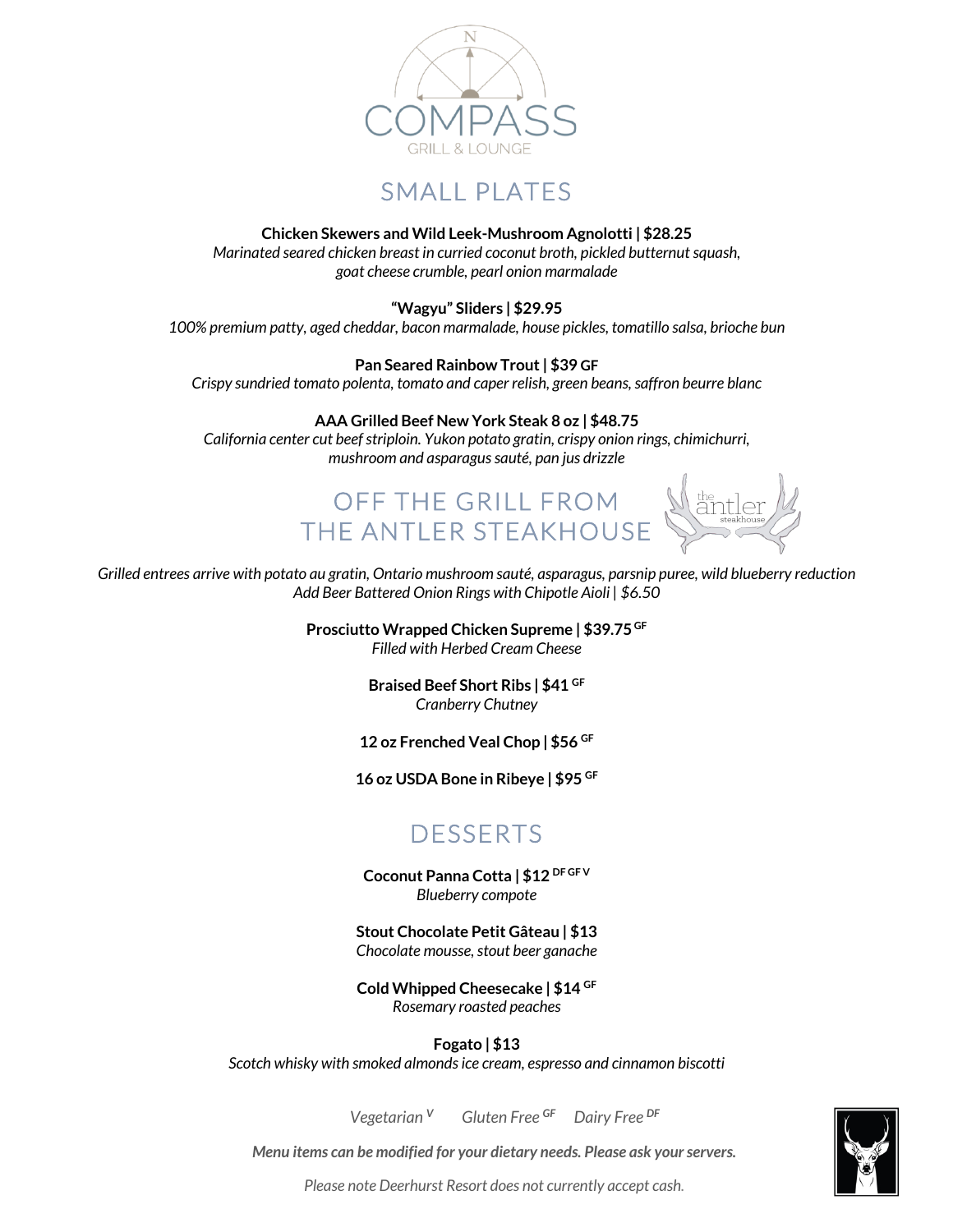# COMPASS

GRILL & LOUNGE

## SMALL PLATES

**Chicken Skewers and Wild Leek-Mushroom Agnolotti | $28.25**
*Marinated seared chicken breast in curried coconut broth, pickled butternut squash, goat cheese crumble, pearl onion marmalade*

**"Wagyu" Sliders | $29.95**
*100% premium patty, aged cheddar, bacon marmalade, house pickles, tomatillo salsa, brioche bun*

**Pan Seared Rainbow Trout | $39 GF**
*Crispy sundried tomato polenta, tomato and caper relish, green beans, saffron beurre blanc*

**AAA Grilled Beef New York Steak 8 oz | $48.75**
*California center cut beef striploin. Yukon potato gratin, crispy onion rings, chimichurri, mushroom and asparagus sauté, pan jus drizzle*

## OFF THE GRILL FROM THE ANTLER STEAKHOUSE

the antler steakhouse

*Grilled entrees arrive with potato au gratin, Ontario mushroom sauté, asparagus, parsnip puree, wild blueberry reduction*
*Add Beer Battered Onion Rings with Chipotle Aioli | $6.50*

**Prosciutto Wrapped Chicken Supreme | $39.75** GF
*Filled with Herbed Cream Cheese*

**Braised Beef Short Ribs | $41** GF
*Cranberry Chutney*

**12 oz Frenched Veal Chop | $56** GF

**16 oz USDA Bone in Ribeye | $95** GF

## DESSERTS

**Coconut Panna Cotta | $12** DF GF V
*Blueberry compote*

**Stout Chocolate Petit Gâteau | $13**
*Chocolate mousse, stout beer ganache*

**Cold Whipped Cheesecake | $14** GF
*Rosemary roasted peaches*

**Fogato | $13**
*Scotch whisky with smoked almonds ice cream, espresso and cinnamon biscotti*

*Vegetarian* V *Gluten Free* GF *Dairy Free* DF

***Menu items can be modified for your dietary needs. Please ask your servers.***

*Please note Deerhurst Resort does not currently accept cash.*